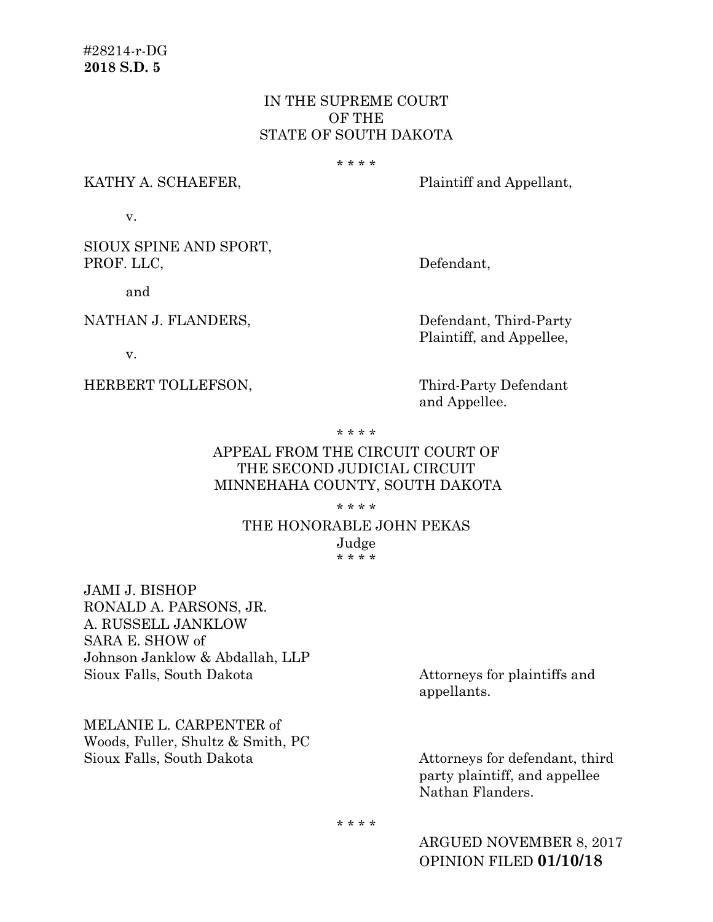#28214-r-DG
**2018 S.D. 5**

IN THE SUPREME COURT
OF THE
STATE OF SOUTH DAKOTA

\* \* \* \*

KATHY A. SCHAEFER, Plaintiff and Appellant,

v.

SIOUX SPINE AND SPORT, PROF. LLC, Defendant,

and

NATHAN J. FLANDERS, Defendant, Third-Party Plaintiff, and Appellee,

v.

HERBERT TOLLEFSON, Third-Party Defendant and Appellee.

\* \* \* \*

APPEAL FROM THE CIRCUIT COURT OF
THE SECOND JUDICIAL CIRCUIT
MINNEHAHA COUNTY, SOUTH DAKOTA

\* \* \* \*

THE HONORABLE JOHN PEKAS
Judge

\* \* \* \*

JAMI J. BISHOP
RONALD A. PARSONS, JR.
A. RUSSELL JANKLOW
SARA E. SHOW of
Johnson Janklow & Abdallah, LLP
Sioux Falls, South Dakota

Attorneys for plaintiffs and appellants.

MELANIE L. CARPENTER of
Woods, Fuller, Shultz & Smith, PC
Sioux Falls, South Dakota

Attorneys for defendant, third party plaintiff, and appellee Nathan Flanders.

\* \* \* \*

ARGUED NOVEMBER 8, 2017
OPINION FILED **01/10/18**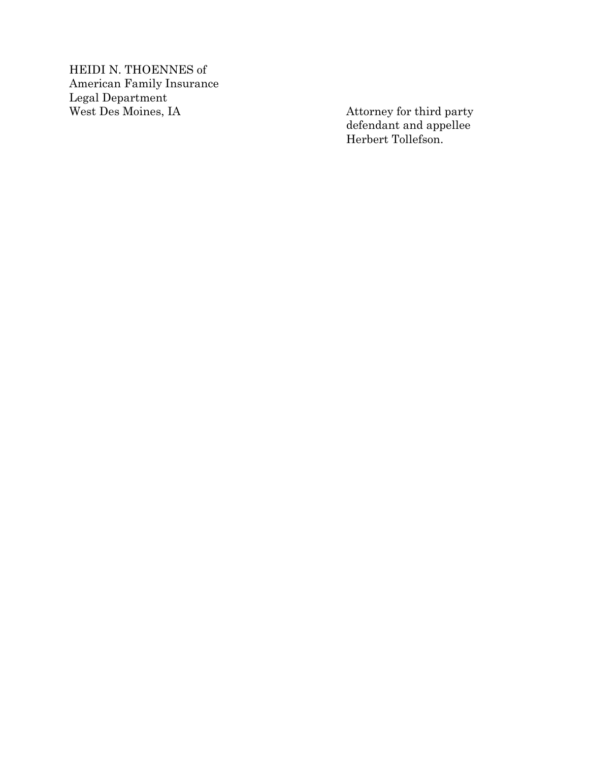HEIDI N. THOENNES of
American Family Insurance
Legal Department
West Des Moines, IA

Attorney for third party defendant and appellee Herbert Tollefson.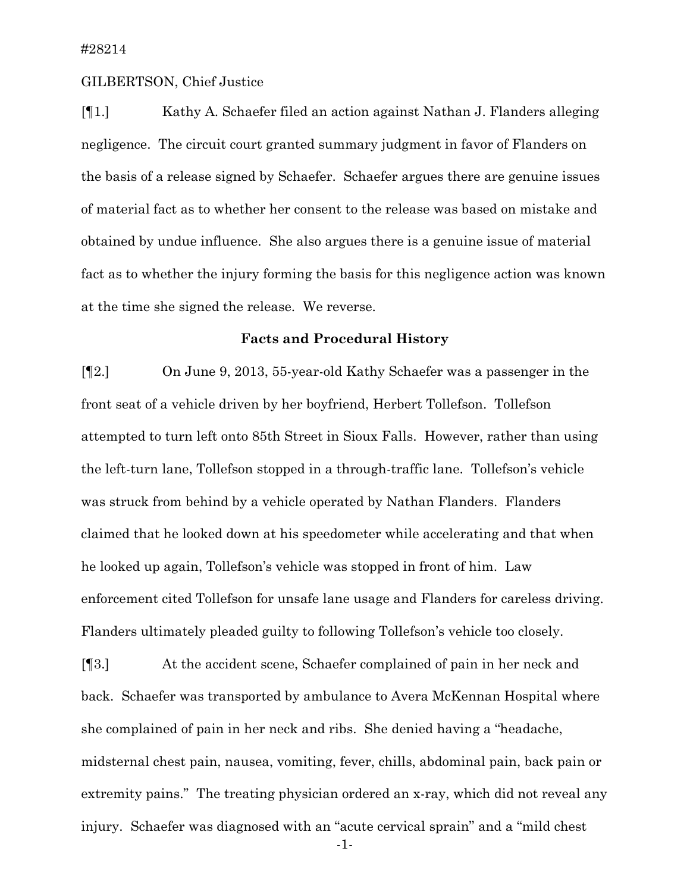#28214

GILBERTSON, Chief Justice

[¶1.] Kathy A. Schaefer filed an action against Nathan J. Flanders alleging negligence. The circuit court granted summary judgment in favor of Flanders on the basis of a release signed by Schaefer. Schaefer argues there are genuine issues of material fact as to whether her consent to the release was based on mistake and obtained by undue influence. She also argues there is a genuine issue of material fact as to whether the injury forming the basis for this negligence action was known at the time she signed the release. We reverse.

### Facts and Procedural History

[¶2.] On June 9, 2013, 55-year-old Kathy Schaefer was a passenger in the front seat of a vehicle driven by her boyfriend, Herbert Tollefson. Tollefson attempted to turn left onto 85th Street in Sioux Falls. However, rather than using the left-turn lane, Tollefson stopped in a through-traffic lane. Tollefson's vehicle was struck from behind by a vehicle operated by Nathan Flanders. Flanders claimed that he looked down at his speedometer while accelerating and that when he looked up again, Tollefson's vehicle was stopped in front of him. Law enforcement cited Tollefson for unsafe lane usage and Flanders for careless driving. Flanders ultimately pleaded guilty to following Tollefson's vehicle too closely.

[¶3.] At the accident scene, Schaefer complained of pain in her neck and back. Schaefer was transported by ambulance to Avera McKennan Hospital where she complained of pain in her neck and ribs. She denied having a "headache, midsternal chest pain, nausea, vomiting, fever, chills, abdominal pain, back pain or extremity pains." The treating physician ordered an x-ray, which did not reveal any injury. Schaefer was diagnosed with an "acute cervical sprain" and a "mild chest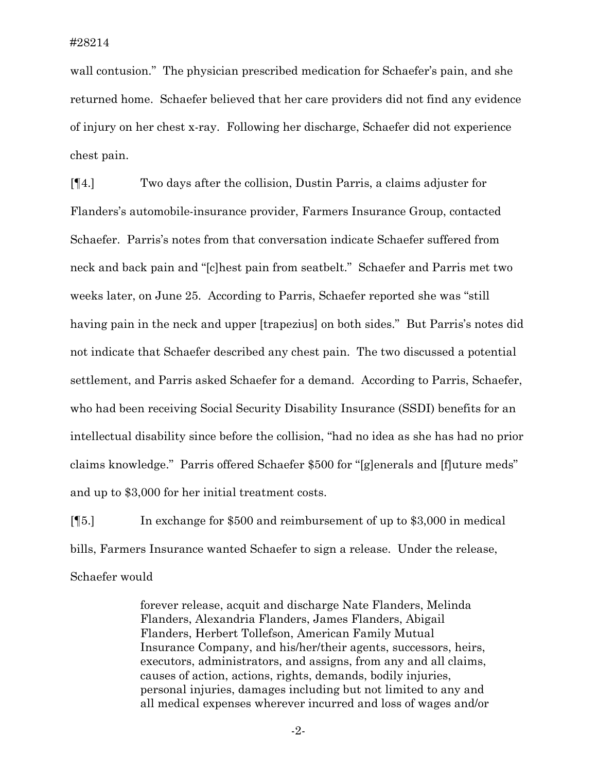wall contusion." The physician prescribed medication for Schaefer's pain, and she returned home. Schaefer believed that her care providers did not find any evidence of injury on her chest x-ray. Following her discharge, Schaefer did not experience chest pain.

[¶4.] Two days after the collision, Dustin Parris, a claims adjuster for Flanders's automobile-insurance provider, Farmers Insurance Group, contacted Schaefer. Parris's notes from that conversation indicate Schaefer suffered from neck and back pain and "[c]hest pain from seatbelt." Schaefer and Parris met two weeks later, on June 25. According to Parris, Schaefer reported she was "still having pain in the neck and upper [trapezius] on both sides." But Parris's notes did not indicate that Schaefer described any chest pain. The two discussed a potential settlement, and Parris asked Schaefer for a demand. According to Parris, Schaefer, who had been receiving Social Security Disability Insurance (SSDI) benefits for an intellectual disability since before the collision, "had no idea as she has had no prior claims knowledge." Parris offered Schaefer $500 for "[g]enerals and [f]uture meds" and up to $3,000 for her initial treatment costs.

[¶5.] In exchange for $500 and reimbursement of up to $3,000 in medical bills, Farmers Insurance wanted Schaefer to sign a release. Under the release, Schaefer would

> forever release, acquit and discharge Nate Flanders, Melinda Flanders, Alexandria Flanders, James Flanders, Abigail Flanders, Herbert Tollefson, American Family Mutual Insurance Company, and his/her/their agents, successors, heirs, executors, administrators, and assigns, from any and all claims, causes of action, actions, rights, demands, bodily injuries, personal injuries, damages including but not limited to any and all medical expenses wherever incurred and loss of wages and/or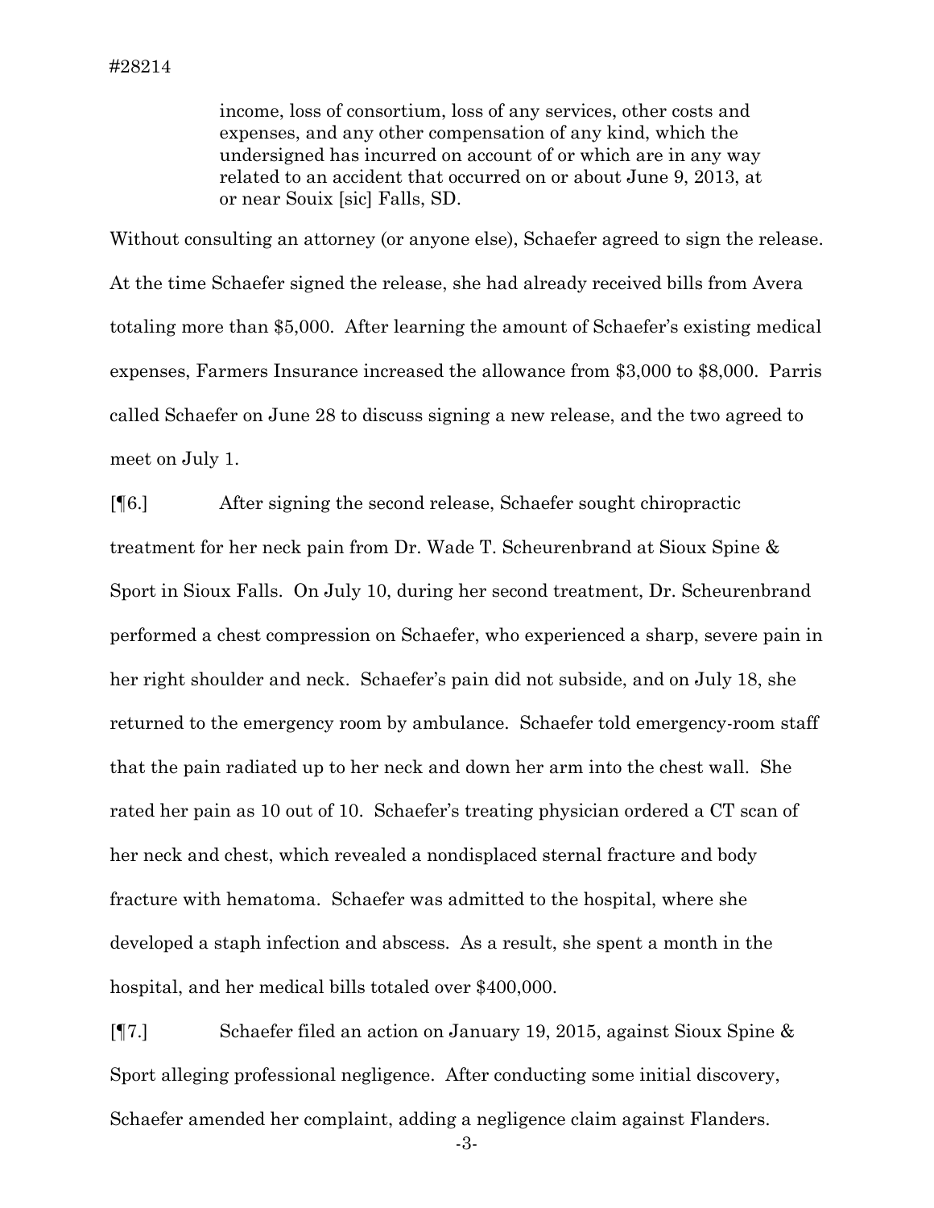> income, loss of consortium, loss of any services, other costs and expenses, and any other compensation of any kind, which the undersigned has incurred on account of or which are in any way related to an accident that occurred on or about June 9, 2013, at or near Souix [sic] Falls, SD.

Without consulting an attorney (or anyone else), Schaefer agreed to sign the release. At the time Schaefer signed the release, she had already received bills from Avera totaling more than $5,000. After learning the amount of Schaefer's existing medical expenses, Farmers Insurance increased the allowance from $3,000 to $8,000. Parris called Schaefer on June 28 to discuss signing a new release, and the two agreed to meet on July 1.

[¶6.] After signing the second release, Schaefer sought chiropractic treatment for her neck pain from Dr. Wade T. Scheurenbrand at Sioux Spine & Sport in Sioux Falls. On July 10, during her second treatment, Dr. Scheurenbrand performed a chest compression on Schaefer, who experienced a sharp, severe pain in her right shoulder and neck. Schaefer's pain did not subside, and on July 18, she returned to the emergency room by ambulance. Schaefer told emergency-room staff that the pain radiated up to her neck and down her arm into the chest wall. She rated her pain as 10 out of 10. Schaefer's treating physician ordered a CT scan of her neck and chest, which revealed a nondisplaced sternal fracture and body fracture with hematoma. Schaefer was admitted to the hospital, where she developed a staph infection and abscess. As a result, she spent a month in the hospital, and her medical bills totaled over $400,000.

[¶7.] Schaefer filed an action on January 19, 2015, against Sioux Spine & Sport alleging professional negligence. After conducting some initial discovery, Schaefer amended her complaint, adding a negligence claim against Flanders.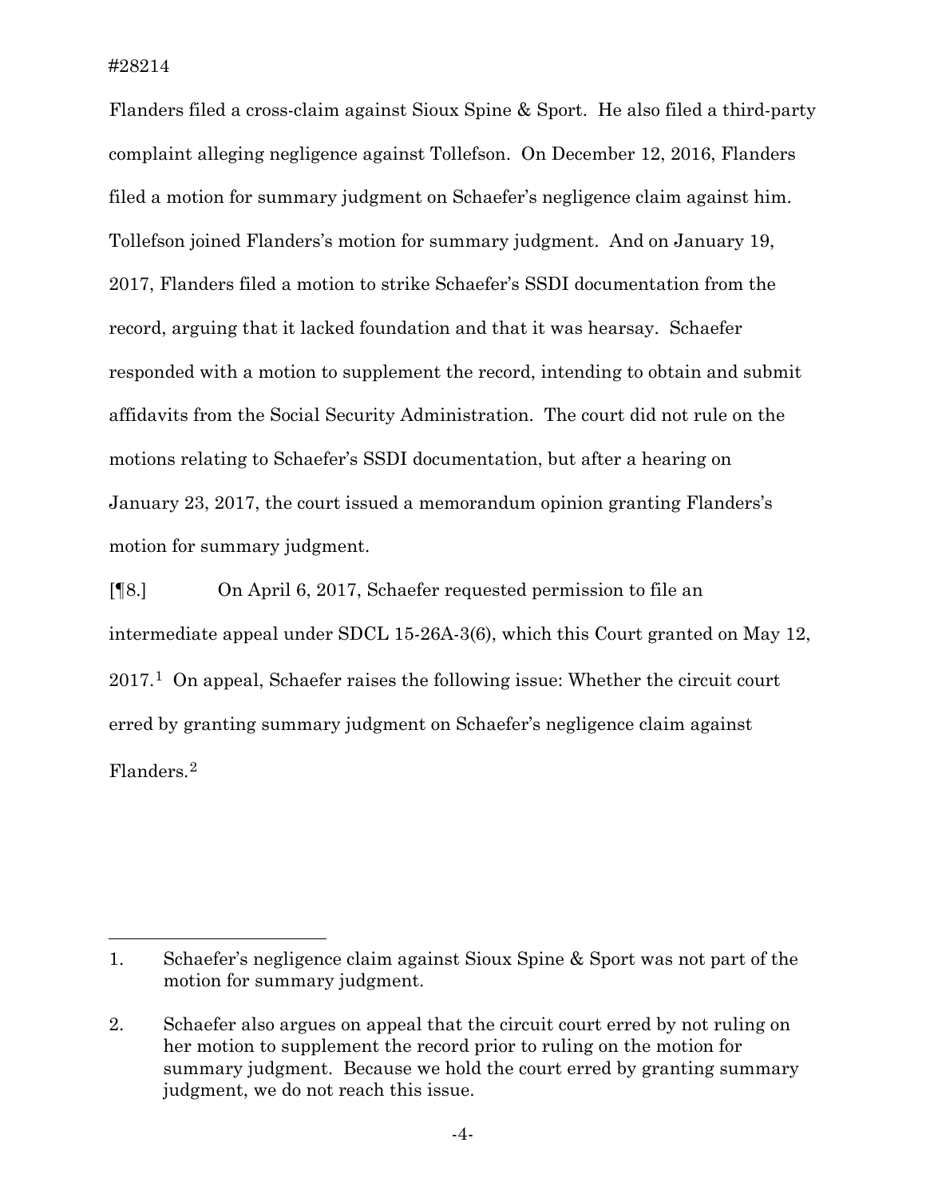Flanders filed a cross-claim against Sioux Spine & Sport. He also filed a third-party complaint alleging negligence against Tollefson. On December 12, 2016, Flanders filed a motion for summary judgment on Schaefer's negligence claim against him. Tollefson joined Flanders's motion for summary judgment. And on January 19, 2017, Flanders filed a motion to strike Schaefer's SSDI documentation from the record, arguing that it lacked foundation and that it was hearsay. Schaefer responded with a motion to supplement the record, intending to obtain and submit affidavits from the Social Security Administration. The court did not rule on the motions relating to Schaefer's SSDI documentation, but after a hearing on January 23, 2017, the court issued a memorandum opinion granting Flanders's motion for summary judgment.

[¶8.] On April 6, 2017, Schaefer requested permission to file an intermediate appeal under SDCL 15-26A-3(6), which this Court granted on May 12, 2017.[1] On appeal, Schaefer raises the following issue: Whether the circuit court erred by granting summary judgment on Schaefer's negligence claim against Flanders.[2]

---

1. Schaefer's negligence claim against Sioux Spine & Sport was not part of the motion for summary judgment.

2. Schaefer also argues on appeal that the circuit court erred by not ruling on her motion to supplement the record prior to ruling on the motion for summary judgment. Because we hold the court erred by granting summary judgment, we do not reach this issue.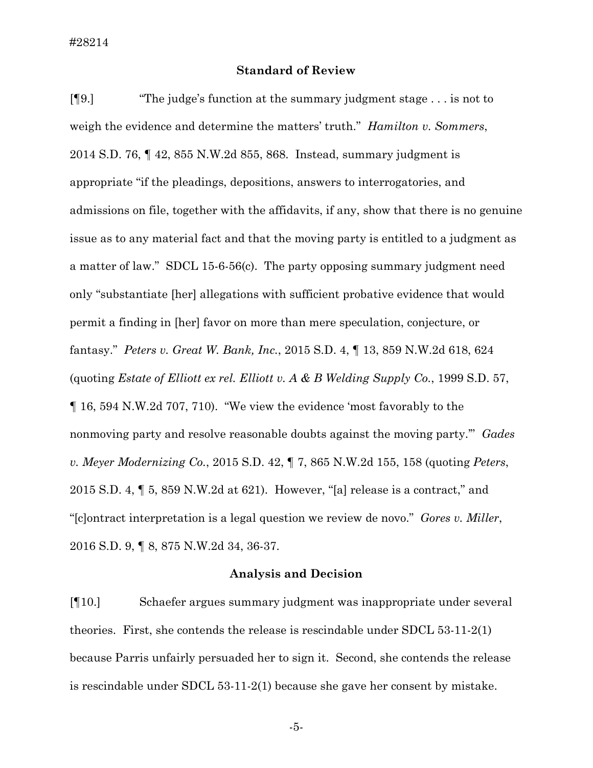## Standard of Review

[¶9.] "The judge's function at the summary judgment stage . . . is not to weigh the evidence and determine the matters' truth." *Hamilton v. Sommers*, 2014 S.D. 76, ¶ 42, 855 N.W.2d 855, 868. Instead, summary judgment is appropriate "if the pleadings, depositions, answers to interrogatories, and admissions on file, together with the affidavits, if any, show that there is no genuine issue as to any material fact and that the moving party is entitled to a judgment as a matter of law." SDCL 15-6-56(c). The party opposing summary judgment need only "substantiate [her] allegations with sufficient probative evidence that would permit a finding in [her] favor on more than mere speculation, conjecture, or fantasy." *Peters v. Great W. Bank, Inc.*, 2015 S.D. 4, ¶ 13, 859 N.W.2d 618, 624 (quoting *Estate of Elliott ex rel. Elliott v. A & B Welding Supply Co.*, 1999 S.D. 57, ¶ 16, 594 N.W.2d 707, 710). "We view the evidence 'most favorably to the nonmoving party and resolve reasonable doubts against the moving party.'" *Gades v. Meyer Modernizing Co.*, 2015 S.D. 42, ¶ 7, 865 N.W.2d 155, 158 (quoting *Peters*, 2015 S.D. 4, ¶ 5, 859 N.W.2d at 621). However, "[a] release is a contract," and "[c]ontract interpretation is a legal question we review de novo." *Gores v. Miller*, 2016 S.D. 9, ¶ 8, 875 N.W.2d 34, 36-37.

## Analysis and Decision

[¶10.] Schaefer argues summary judgment was inappropriate under several theories. First, she contends the release is rescindable under SDCL 53-11-2(1) because Parris unfairly persuaded her to sign it. Second, she contends the release is rescindable under SDCL 53-11-2(1) because she gave her consent by mistake.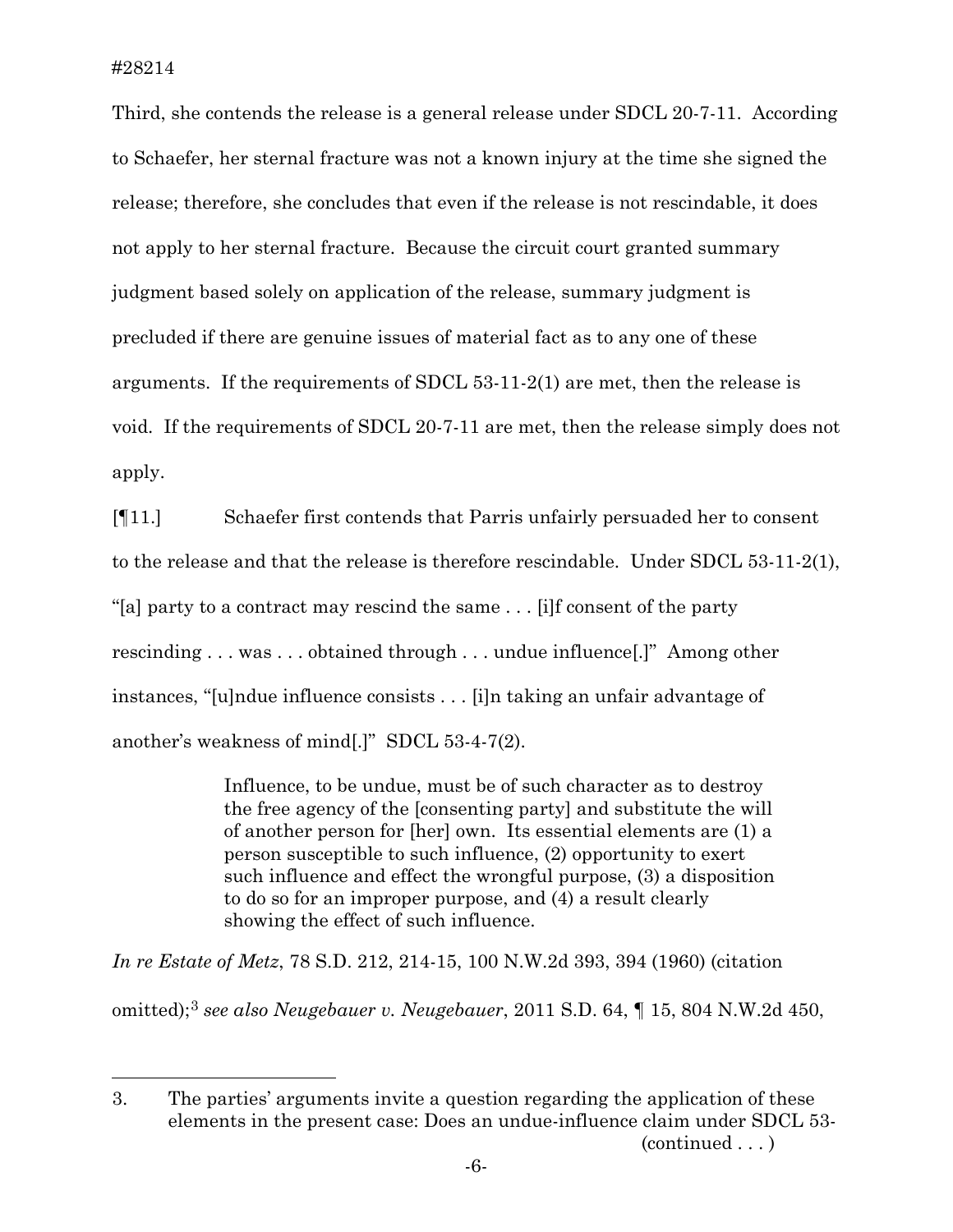Third, she contends the release is a general release under SDCL 20-7-11. According to Schaefer, her sternal fracture was not a known injury at the time she signed the release; therefore, she concludes that even if the release is not rescindable, it does not apply to her sternal fracture. Because the circuit court granted summary judgment based solely on application of the release, summary judgment is precluded if there are genuine issues of material fact as to any one of these arguments. If the requirements of SDCL 53-11-2(1) are met, then the release is void. If the requirements of SDCL 20-7-11 are met, then the release simply does not apply.

[¶11.] Schaefer first contends that Parris unfairly persuaded her to consent to the release and that the release is therefore rescindable. Under SDCL 53-11-2(1), "[a] party to a contract may rescind the same . . . [i]f consent of the party rescinding . . . was . . . obtained through . . . undue influence[.]" Among other instances, "[u]ndue influence consists . . . [i]n taking an unfair advantage of another's weakness of mind[.]" SDCL 53-4-7(2).

> Influence, to be undue, must be of such character as to destroy the free agency of the [consenting party] and substitute the will of another person for [her] own. Its essential elements are (1) a person susceptible to such influence, (2) opportunity to exert such influence and effect the wrongful purpose, (3) a disposition to do so for an improper purpose, and (4) a result clearly showing the effect of such influence.

*In re Estate of Metz*, 78 S.D. 212, 214-15, 100 N.W.2d 393, 394 (1960) (citation omitted);[3] *see also Neugebauer v. Neugebauer*, 2011 S.D. 64, ¶ 15, 804 N.W.2d 450,

---

3. The parties' arguments invite a question regarding the application of these elements in the present case: Does an undue-influence claim under SDCL 53-
(continued . . . )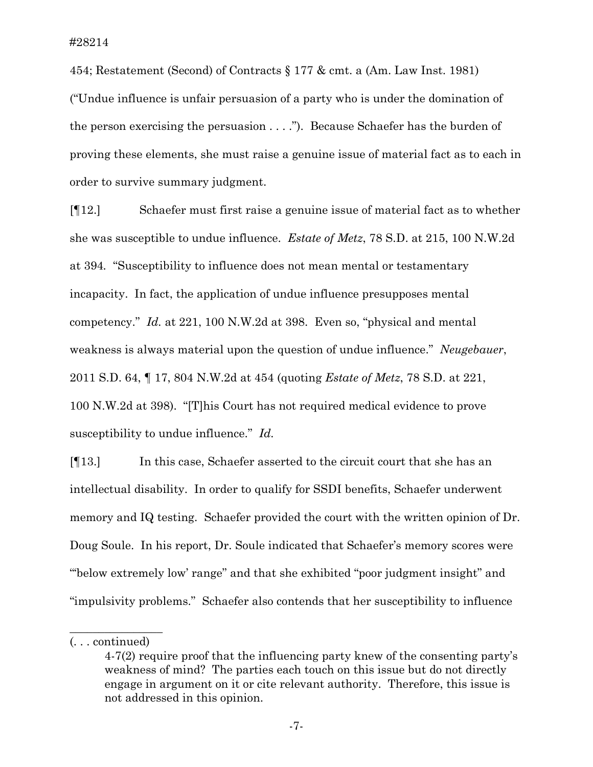454; Restatement (Second) of Contracts § 177 & cmt. a (Am. Law Inst. 1981) ("Undue influence is unfair persuasion of a party who is under the domination of the person exercising the persuasion . . . ."). Because Schaefer has the burden of proving these elements, she must raise a genuine issue of material fact as to each in order to survive summary judgment.

[¶12.] Schaefer must first raise a genuine issue of material fact as to whether she was susceptible to undue influence. *Estate of Metz*, 78 S.D. at 215, 100 N.W.2d at 394. "Susceptibility to influence does not mean mental or testamentary incapacity. In fact, the application of undue influence presupposes mental competency." *Id.* at 221, 100 N.W.2d at 398. Even so, "physical and mental weakness is always material upon the question of undue influence." *Neugebauer*, 2011 S.D. 64, ¶ 17, 804 N.W.2d at 454 (quoting *Estate of Metz*, 78 S.D. at 221, 100 N.W.2d at 398). "[T]his Court has not required medical evidence to prove susceptibility to undue influence." *Id.*

[¶13.] In this case, Schaefer asserted to the circuit court that she has an intellectual disability. In order to qualify for SSDI benefits, Schaefer underwent memory and IQ testing. Schaefer provided the court with the written opinion of Dr. Doug Soule. In his report, Dr. Soule indicated that Schaefer's memory scores were "'below extremely low' range" and that she exhibited "poor judgment insight" and "impulsivity problems." Schaefer also contends that her susceptibility to influence

---

(. . . continued)

4-7(2) require proof that the influencing party knew of the consenting party's weakness of mind? The parties each touch on this issue but do not directly engage in argument on it or cite relevant authority. Therefore, this issue is not addressed in this opinion.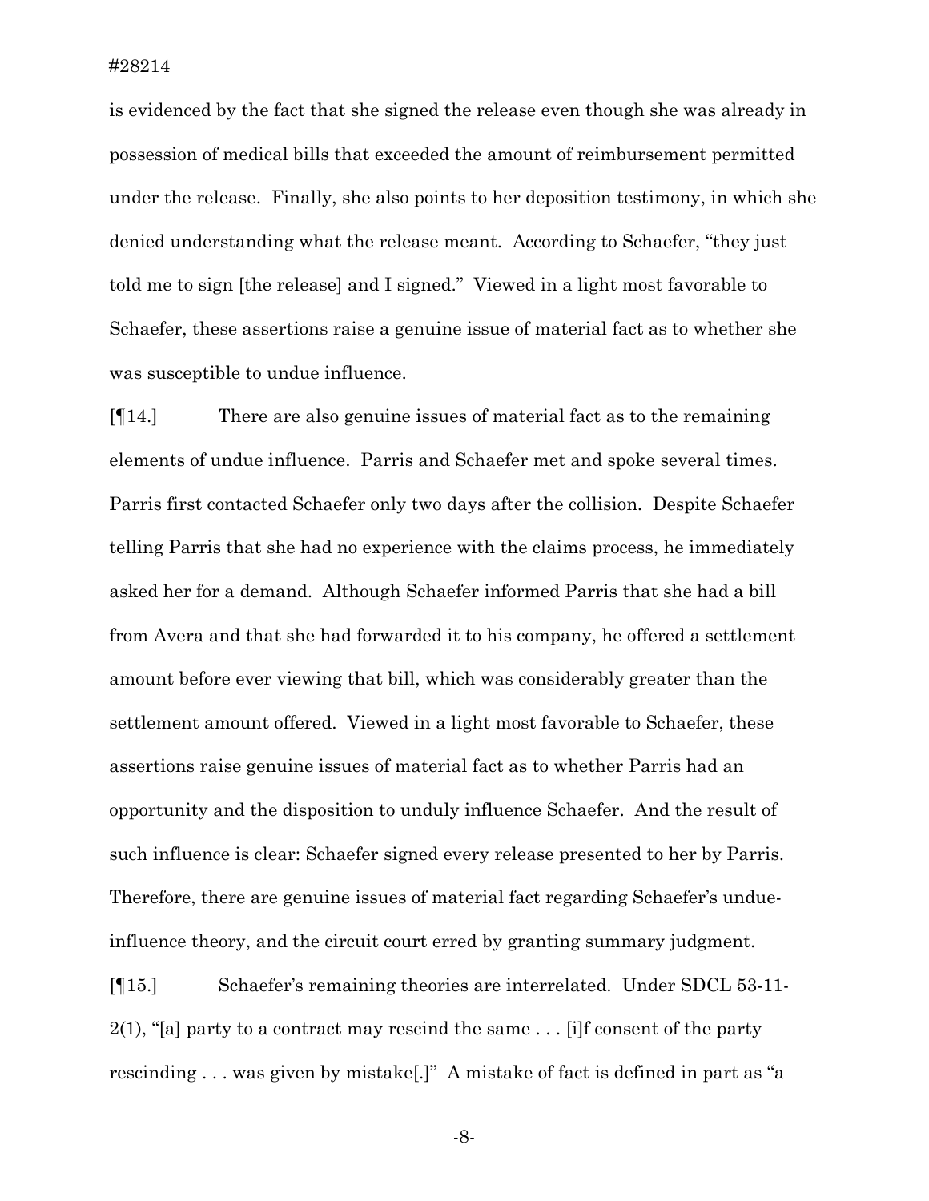is evidenced by the fact that she signed the release even though she was already in possession of medical bills that exceeded the amount of reimbursement permitted under the release. Finally, she also points to her deposition testimony, in which she denied understanding what the release meant. According to Schaefer, "they just told me to sign [the release] and I signed." Viewed in a light most favorable to Schaefer, these assertions raise a genuine issue of material fact as to whether she was susceptible to undue influence.

[¶14.] There are also genuine issues of material fact as to the remaining elements of undue influence. Parris and Schaefer met and spoke several times. Parris first contacted Schaefer only two days after the collision. Despite Schaefer telling Parris that she had no experience with the claims process, he immediately asked her for a demand. Although Schaefer informed Parris that she had a bill from Avera and that she had forwarded it to his company, he offered a settlement amount before ever viewing that bill, which was considerably greater than the settlement amount offered. Viewed in a light most favorable to Schaefer, these assertions raise genuine issues of material fact as to whether Parris had an opportunity and the disposition to unduly influence Schaefer. And the result of such influence is clear: Schaefer signed every release presented to her by Parris. Therefore, there are genuine issues of material fact regarding Schaefer's undue-influence theory, and the circuit court erred by granting summary judgment.

[¶15.] Schaefer's remaining theories are interrelated. Under SDCL 53-11-2(1), "[a] party to a contract may rescind the same . . . [i]f consent of the party rescinding . . . was given by mistake[.]" A mistake of fact is defined in part as "a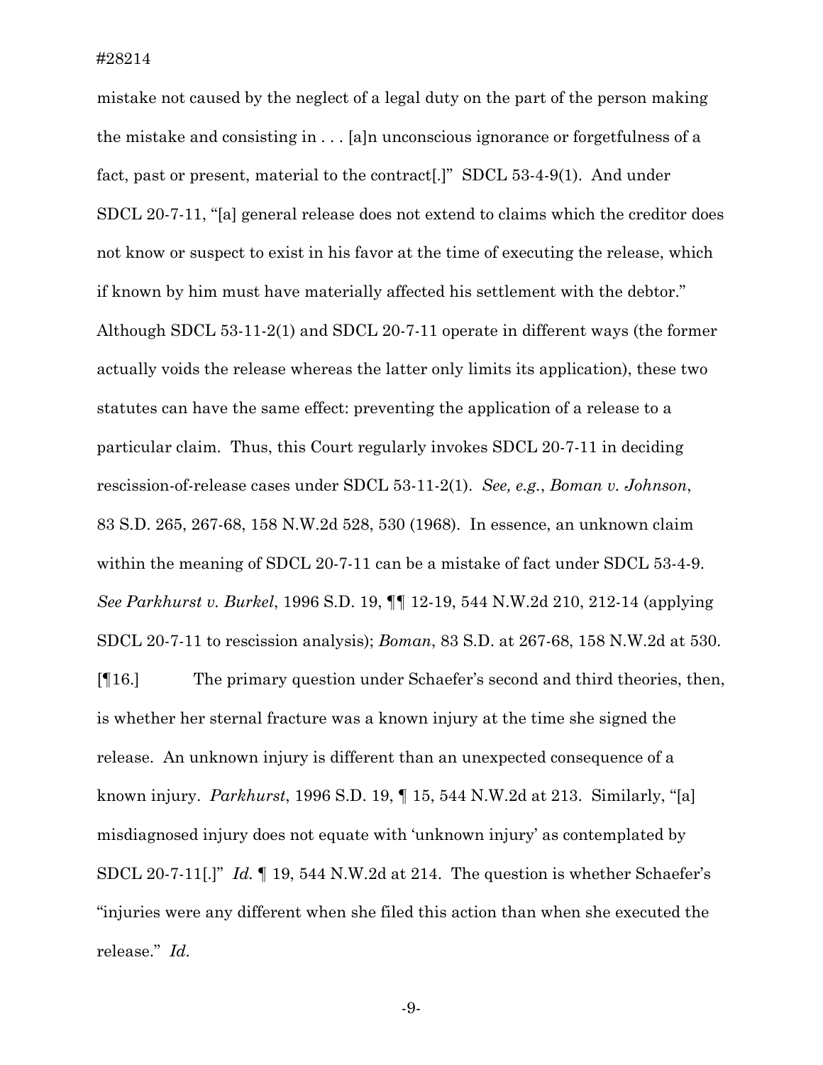mistake not caused by the neglect of a legal duty on the part of the person making the mistake and consisting in . . . [a]n unconscious ignorance or forgetfulness of a fact, past or present, material to the contract[.]" SDCL 53-4-9(1). And under SDCL 20-7-11, "[a] general release does not extend to claims which the creditor does not know or suspect to exist in his favor at the time of executing the release, which if known by him must have materially affected his settlement with the debtor." Although SDCL 53-11-2(1) and SDCL 20-7-11 operate in different ways (the former actually voids the release whereas the latter only limits its application), these two statutes can have the same effect: preventing the application of a release to a particular claim. Thus, this Court regularly invokes SDCL 20-7-11 in deciding rescission-of-release cases under SDCL 53-11-2(1). *See, e.g.*, *Boman v. Johnson*, 83 S.D. 265, 267-68, 158 N.W.2d 528, 530 (1968). In essence, an unknown claim within the meaning of SDCL 20-7-11 can be a mistake of fact under SDCL 53-4-9. *See Parkhurst v. Burkel*, 1996 S.D. 19, ¶¶ 12-19, 544 N.W.2d 210, 212-14 (applying SDCL 20-7-11 to rescission analysis); *Boman*, 83 S.D. at 267-68, 158 N.W.2d at 530.

[¶16.] The primary question under Schaefer's second and third theories, then, is whether her sternal fracture was a known injury at the time she signed the release. An unknown injury is different than an unexpected consequence of a known injury. *Parkhurst*, 1996 S.D. 19, ¶ 15, 544 N.W.2d at 213. Similarly, "[a] misdiagnosed injury does not equate with 'unknown injury' as contemplated by SDCL 20-7-11[.]" *Id.* ¶ 19, 544 N.W.2d at 214. The question is whether Schaefer's "injuries were any different when she filed this action than when she executed the release." *Id.*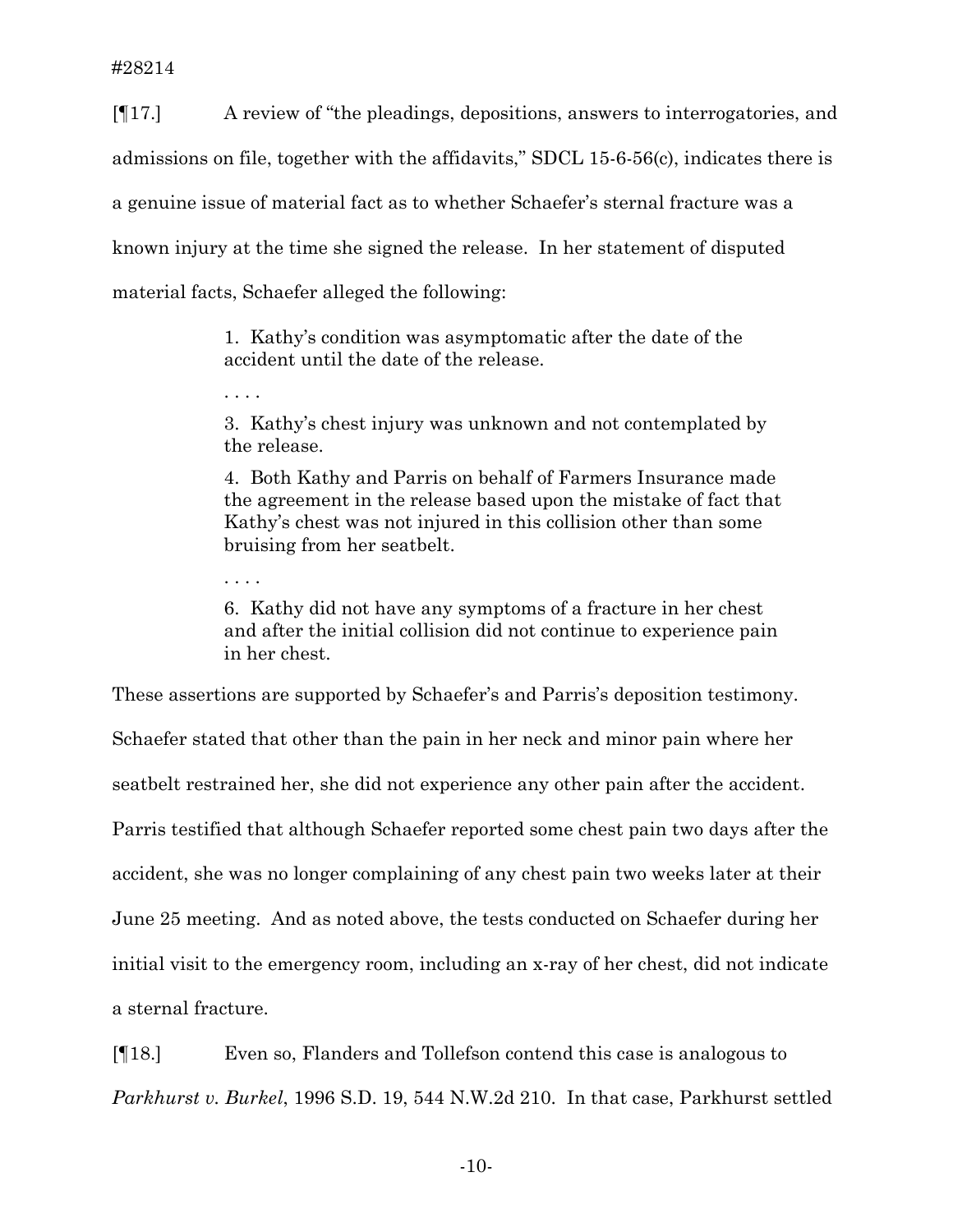[¶17.] A review of "the pleadings, depositions, answers to interrogatories, and admissions on file, together with the affidavits," SDCL 15-6-56(c), indicates there is a genuine issue of material fact as to whether Schaefer's sternal fracture was a known injury at the time she signed the release. In her statement of disputed material facts, Schaefer alleged the following:

> 1. Kathy's condition was asymptomatic after the date of the accident until the date of the release.
>
> . . . .
>
> 3. Kathy's chest injury was unknown and not contemplated by the release.
>
> 4. Both Kathy and Parris on behalf of Farmers Insurance made the agreement in the release based upon the mistake of fact that Kathy's chest was not injured in this collision other than some bruising from her seatbelt.
>
> . . . .
>
> 6. Kathy did not have any symptoms of a fracture in her chest and after the initial collision did not continue to experience pain in her chest.

These assertions are supported by Schaefer's and Parris's deposition testimony. Schaefer stated that other than the pain in her neck and minor pain where her seatbelt restrained her, she did not experience any other pain after the accident. Parris testified that although Schaefer reported some chest pain two days after the accident, she was no longer complaining of any chest pain two weeks later at their June 25 meeting. And as noted above, the tests conducted on Schaefer during her initial visit to the emergency room, including an x-ray of her chest, did not indicate a sternal fracture.

[¶18.] Even so, Flanders and Tollefson contend this case is analogous to *Parkhurst v. Burkel*, 1996 S.D. 19, 544 N.W.2d 210. In that case, Parkhurst settled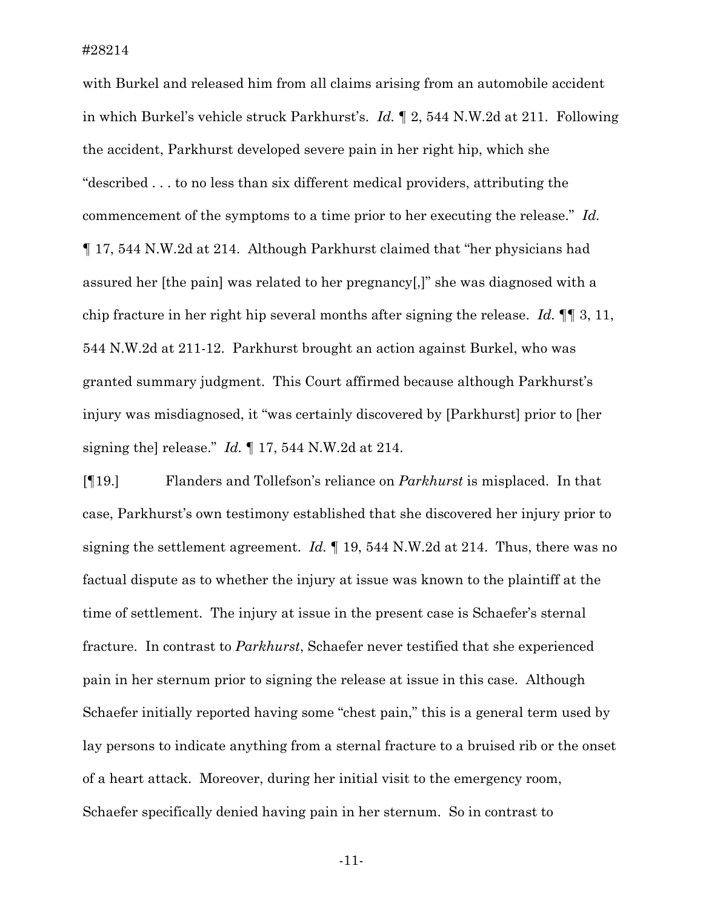with Burkel and released him from all claims arising from an automobile accident in which Burkel's vehicle struck Parkhurst's. *Id.* ¶ 2, 544 N.W.2d at 211. Following the accident, Parkhurst developed severe pain in her right hip, which she "described . . . to no less than six different medical providers, attributing the commencement of the symptoms to a time prior to her executing the release." *Id.* ¶ 17, 544 N.W.2d at 214. Although Parkhurst claimed that "her physicians had assured her [the pain] was related to her pregnancy[,]" she was diagnosed with a chip fracture in her right hip several months after signing the release. *Id.* ¶¶ 3, 11, 544 N.W.2d at 211-12. Parkhurst brought an action against Burkel, who was granted summary judgment. This Court affirmed because although Parkhurst's injury was misdiagnosed, it "was certainly discovered by [Parkhurst] prior to [her signing the] release." *Id.* ¶ 17, 544 N.W.2d at 214.

[¶19.] Flanders and Tollefson's reliance on *Parkhurst* is misplaced. In that case, Parkhurst's own testimony established that she discovered her injury prior to signing the settlement agreement. *Id.* ¶ 19, 544 N.W.2d at 214. Thus, there was no factual dispute as to whether the injury at issue was known to the plaintiff at the time of settlement. The injury at issue in the present case is Schaefer's sternal fracture. In contrast to *Parkhurst*, Schaefer never testified that she experienced pain in her sternum prior to signing the release at issue in this case. Although Schaefer initially reported having some "chest pain," this is a general term used by lay persons to indicate anything from a sternal fracture to a bruised rib or the onset of a heart attack. Moreover, during her initial visit to the emergency room, Schaefer specifically denied having pain in her sternum. So in contrast to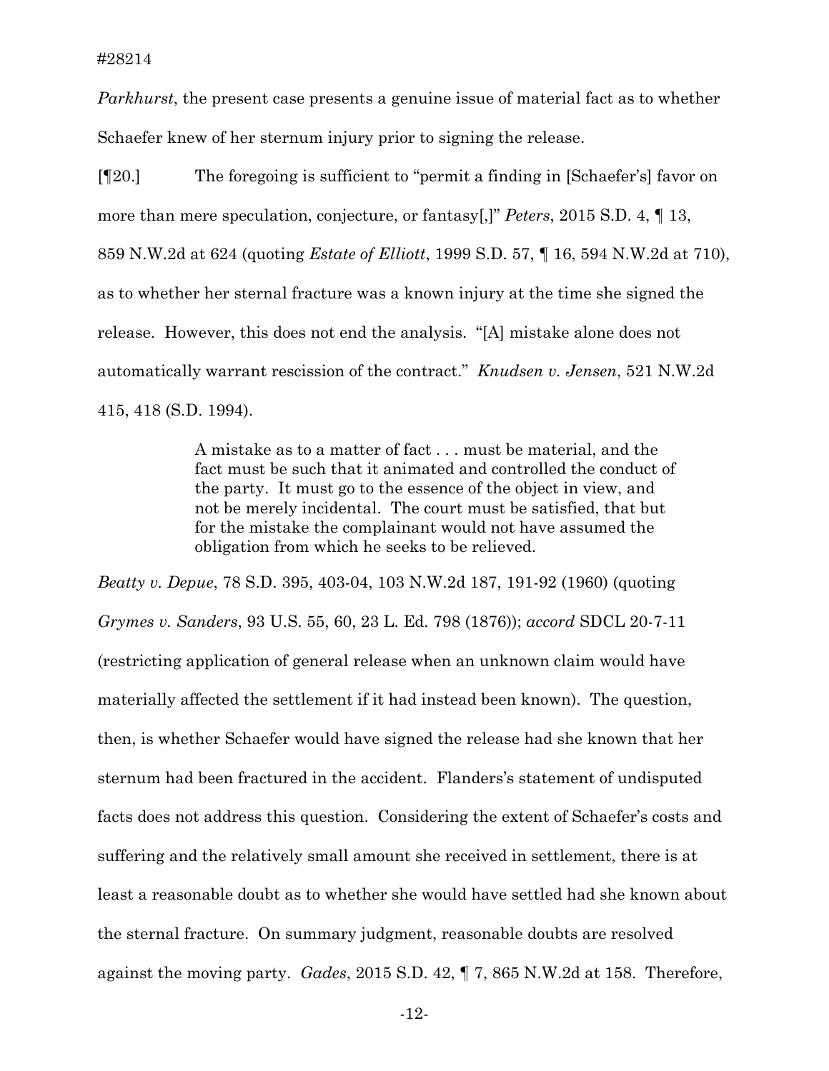*Parkhurst*, the present case presents a genuine issue of material fact as to whether Schaefer knew of her sternum injury prior to signing the release.

[¶20.] The foregoing is sufficient to "permit a finding in [Schaefer's] favor on more than mere speculation, conjecture, or fantasy[,]" *Peters*, 2015 S.D. 4, ¶ 13, 859 N.W.2d at 624 (quoting *Estate of Elliott*, 1999 S.D. 57, ¶ 16, 594 N.W.2d at 710), as to whether her sternal fracture was a known injury at the time she signed the release. However, this does not end the analysis. "[A] mistake alone does not automatically warrant rescission of the contract." *Knudsen v. Jensen*, 521 N.W.2d 415, 418 (S.D. 1994).

> A mistake as to a matter of fact . . . must be material, and the fact must be such that it animated and controlled the conduct of the party. It must go to the essence of the object in view, and not be merely incidental. The court must be satisfied, that but for the mistake the complainant would not have assumed the obligation from which he seeks to be relieved.

*Beatty v. Depue*, 78 S.D. 395, 403-04, 103 N.W.2d 187, 191-92 (1960) (quoting *Grymes v. Sanders*, 93 U.S. 55, 60, 23 L. Ed. 798 (1876)); *accord* SDCL 20-7-11 (restricting application of general release when an unknown claim would have materially affected the settlement if it had instead been known). The question, then, is whether Schaefer would have signed the release had she known that her sternum had been fractured in the accident. Flanders's statement of undisputed facts does not address this question. Considering the extent of Schaefer's costs and suffering and the relatively small amount she received in settlement, there is at least a reasonable doubt as to whether she would have settled had she known about the sternal fracture. On summary judgment, reasonable doubts are resolved against the moving party. *Gades*, 2015 S.D. 42, ¶ 7, 865 N.W.2d at 158. Therefore,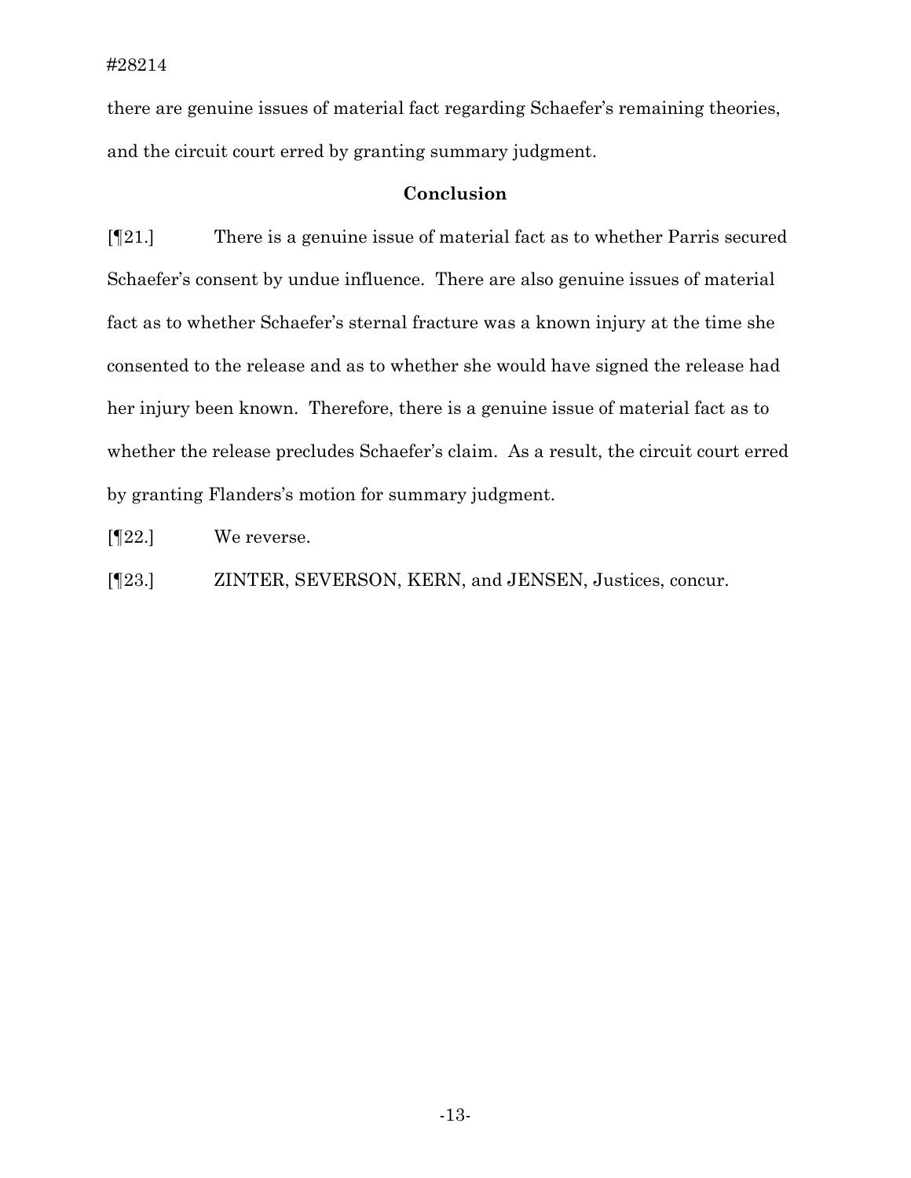there are genuine issues of material fact regarding Schaefer's remaining theories, and the circuit court erred by granting summary judgment.

## Conclusion

[¶21.] There is a genuine issue of material fact as to whether Parris secured Schaefer's consent by undue influence. There are also genuine issues of material fact as to whether Schaefer's sternal fracture was a known injury at the time she consented to the release and as to whether she would have signed the release had her injury been known. Therefore, there is a genuine issue of material fact as to whether the release precludes Schaefer's claim. As a result, the circuit court erred by granting Flanders's motion for summary judgment.

[¶22.] We reverse.

[¶23.] ZINTER, SEVERSON, KERN, and JENSEN, Justices, concur.